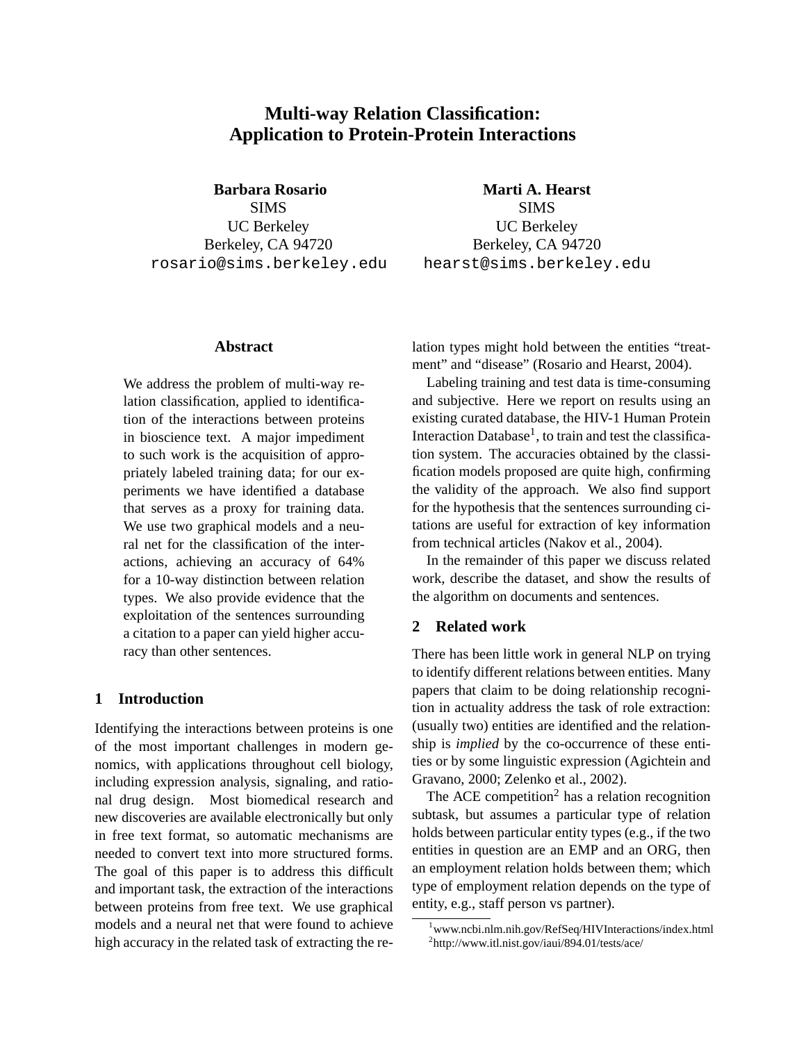# Multi-way Relation Classification: Application to Protein-Protein Interactions

**Barbara Rosario**
SIMS
UC Berkeley
Berkeley, CA 94720
rosario@sims.berkeley.edu

**Marti A. Hearst**
SIMS
UC Berkeley
Berkeley, CA 94720
hearst@sims.berkeley.edu

## Abstract

We address the problem of multi-way relation classification, applied to identification of the interactions between proteins in bioscience text. A major impediment to such work is the acquisition of appropriately labeled training data; for our experiments we have identified a database that serves as a proxy for training data. We use two graphical models and a neural net for the classification of the interactions, achieving an accuracy of 64% for a 10-way distinction between relation types. We also provide evidence that the exploitation of the sentences surrounding a citation to a paper can yield higher accuracy than other sentences.

## 1 Introduction

Identifying the interactions between proteins is one of the most important challenges in modern genomics, with applications throughout cell biology, including expression analysis, signaling, and rational drug design. Most biomedical research and new discoveries are available electronically but only in free text format, so automatic mechanisms are needed to convert text into more structured forms. The goal of this paper is to address this difficult and important task, the extraction of the interactions between proteins from free text. We use graphical models and a neural net that were found to achieve high accuracy in the related task of extracting the relation types might hold between the entities "treatment" and "disease" (Rosario and Hearst, 2004).

Labeling training and test data is time-consuming and subjective. Here we report on results using an existing curated database, the HIV-1 Human Protein Interaction Database[1], to train and test the classification system. The accuracies obtained by the classification models proposed are quite high, confirming the validity of the approach. We also find support for the hypothesis that the sentences surrounding citations are useful for extraction of key information from technical articles (Nakov et al., 2004).

In the remainder of this paper we discuss related work, describe the dataset, and show the results of the algorithm on documents and sentences.

## 2 Related work

There has been little work in general NLP on trying to identify different relations between entities. Many papers that claim to be doing relationship recognition in actuality address the task of role extraction: (usually two) entities are identified and the relationship is *implied* by the co-occurrence of these entities or by some linguistic expression (Agichtein and Gravano, 2000; Zelenko et al., 2002).

The ACE competition[2] has a relation recognition subtask, but assumes a particular type of relation holds between particular entity types (e.g., if the two entities in question are an EMP and an ORG, then an employment relation holds between them; which type of employment relation depends on the type of entity, e.g., staff person vs partner).

[1] www.ncbi.nlm.nih.gov/RefSeq/HIVInteractions/index.html
[2] http://www.itl.nist.gov/iaui/894.01/tests/ace/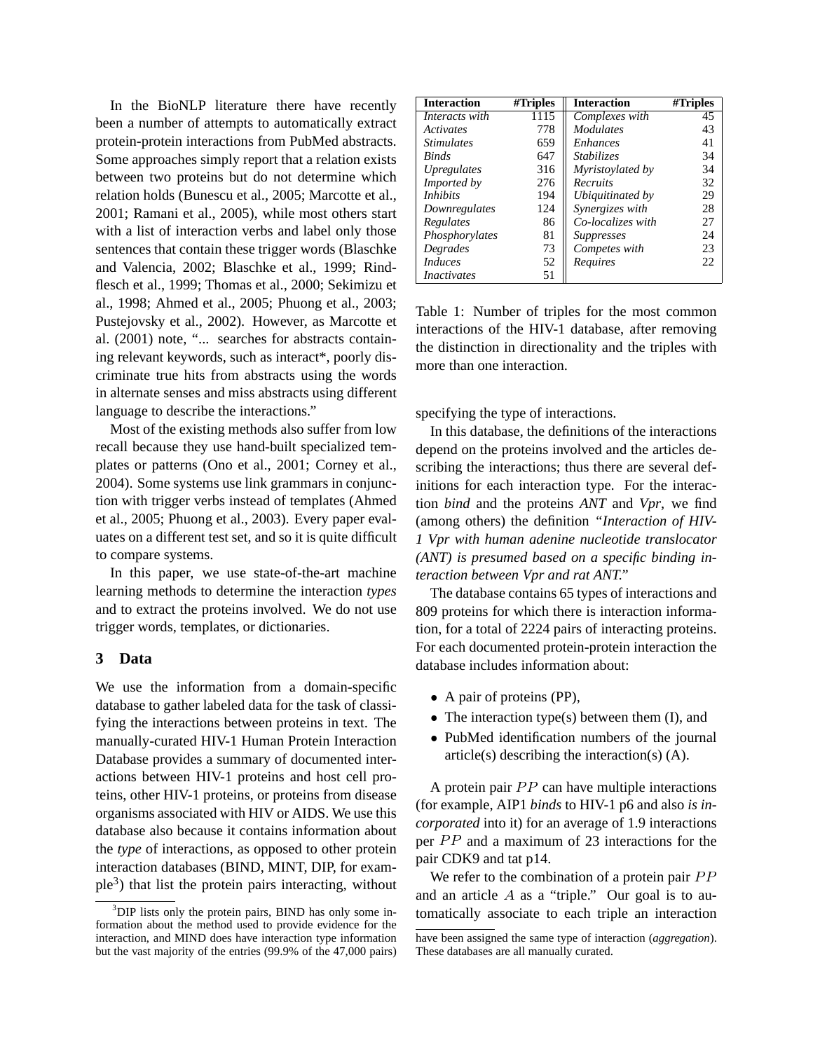In the BioNLP literature there have recently been a number of attempts to automatically extract protein-protein interactions from PubMed abstracts. Some approaches simply report that a relation exists between two proteins but do not determine which relation holds (Bunescu et al., 2005; Marcotte et al., 2001; Ramani et al., 2005), while most others start with a list of interaction verbs and label only those sentences that contain these trigger words (Blaschke and Valencia, 2002; Blaschke et al., 1999; Rindflesch et al., 1999; Thomas et al., 2000; Sekimizu et al., 1998; Ahmed et al., 2005; Phuong et al., 2003; Pustejovsky et al., 2002). However, as Marcotte et al. (2001) note, "... searches for abstracts containing relevant keywords, such as interact*, poorly discriminate true hits from abstracts using the words in alternate senses and miss abstracts using different language to describe the interactions."

Most of the existing methods also suffer from low recall because they use hand-built specialized templates or patterns (Ono et al., 2001; Corney et al., 2004). Some systems use link grammars in conjunction with trigger verbs instead of templates (Ahmed et al., 2005; Phuong et al., 2003). Every paper evaluates on a different test set, and so it is quite difficult to compare systems.

In this paper, we use state-of-the-art machine learning methods to determine the interaction *types* and to extract the proteins involved. We do not use trigger words, templates, or dictionaries.

## 3 Data

We use the information from a domain-specific database to gather labeled data for the task of classifying the interactions between proteins in text. The manually-curated HIV-1 Human Protein Interaction Database provides a summary of documented interactions between HIV-1 proteins and host cell proteins, other HIV-1 proteins, or proteins from disease organisms associated with HIV or AIDS. We use this database also because it contains information about the *type* of interactions, as opposed to other protein interaction databases (BIND, MINT, DIP, for example[3]) that list the protein pairs interacting, without specifying the type of interactions.

| Interaction | #Triples | Interaction | #Triples |
|---|---|---|---|
| *Interacts with* | 1115 | *Complexes with* | 45 |
| *Activates* | 778 | *Modulates* | 43 |
| *Stimulates* | 659 | *Enhances* | 41 |
| *Binds* | 647 | *Stabilizes* | 34 |
| *Upregulates* | 316 | *Myristoylated by* | 34 |
| *Imported by* | 276 | *Recruits* | 32 |
| *Inhibits* | 194 | *Ubiquitinated by* | 29 |
| *Downregulates* | 124 | *Synergizes with* | 28 |
| *Regulates* | 86 | *Co-localizes with* | 27 |
| *Phosphorylates* | 81 | *Suppresses* | 24 |
| *Degrades* | 73 | *Competes with* | 23 |
| *Induces* | 52 | *Requires* | 22 |
| *Inactivates* | 51 | | |

Table 1: Number of triples for the most common interactions of the HIV-1 database, after removing the distinction in directionality and the triples with more than one interaction.

In this database, the definitions of the interactions depend on the proteins involved and the articles describing the interactions; thus there are several definitions for each interaction type. For the interaction *bind* and the proteins *ANT* and *Vpr*, we find (among others) the definition *"Interaction of HIV-1 Vpr with human adenine nucleotide translocator (ANT) is presumed based on a specific binding interaction between Vpr and rat ANT."*

The database contains 65 types of interactions and 809 proteins for which there is interaction information, for a total of 2224 pairs of interacting proteins. For each documented protein-protein interaction the database includes information about:

- A pair of proteins (PP),
- The interaction type(s) between them (I), and
- PubMed identification numbers of the journal article(s) describing the interaction(s) (A).

A protein pair $PP$ can have multiple interactions (for example, AIP1 *binds* to HIV-1 p6 and also *is incorporated* into it) for an average of 1.9 interactions per $PP$ and a maximum of 23 interactions for the pair CDK9 and tat p14.

We refer to the combination of a protein pair $PP$ and an article $A$ as a "triple." Our goal is to automatically associate to each triple an interaction

[3]DIP lists only the protein pairs, BIND has only some information about the method used to provide evidence for the interaction, and MIND does have interaction type information but the vast majority of the entries (99.9% of the 47,000 pairs) have been assigned the same type of interaction (*aggregation*). These databases are all manually curated.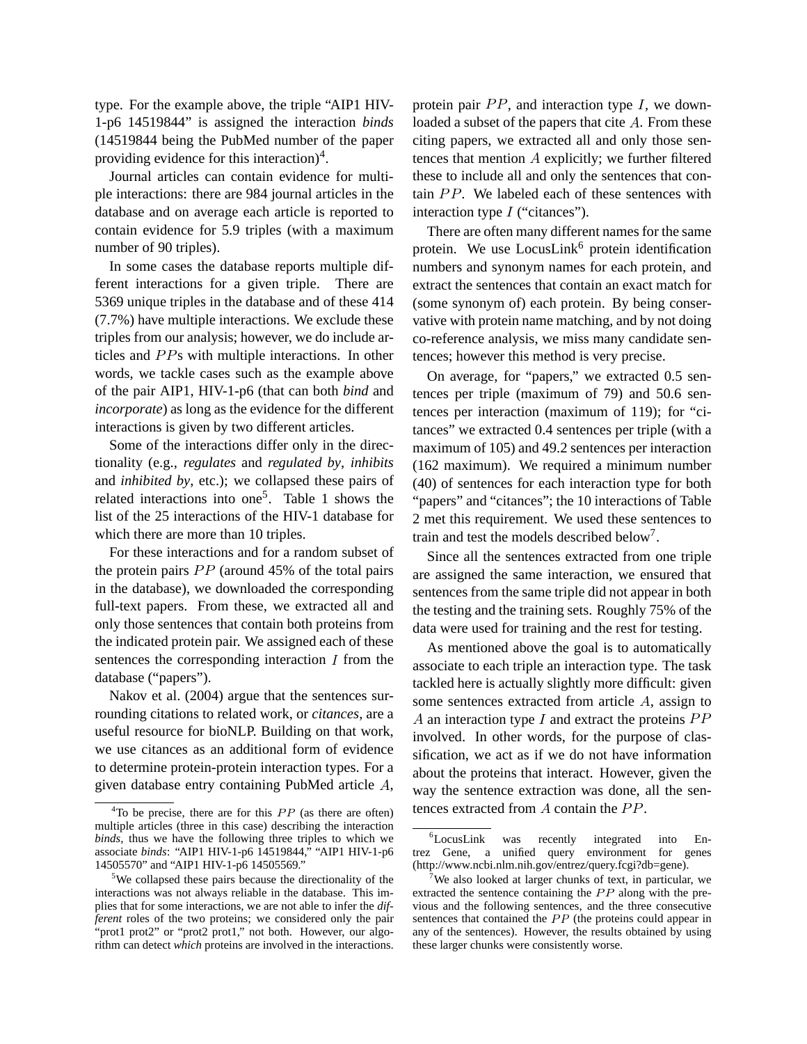type. For the example above, the triple "AIP1 HIV-1-p6 14519844" is assigned the interaction *binds* (14519844 being the PubMed number of the paper providing evidence for this interaction)[4].

Journal articles can contain evidence for multiple interactions: there are 984 journal articles in the database and on average each article is reported to contain evidence for 5.9 triples (with a maximum number of 90 triples).

In some cases the database reports multiple different interactions for a given triple. There are 5369 unique triples in the database and of these 414 (7.7%) have multiple interactions. We exclude these triples from our analysis; however, we do include articles and $PP$s with multiple interactions. In other words, we tackle cases such as the example above of the pair AIP1, HIV-1-p6 (that can both *bind* and *incorporate*) as long as the evidence for the different interactions is given by two different articles.

Some of the interactions differ only in the directionality (e.g., *regulates* and *regulated by*, *inhibits* and *inhibited by*, etc.); we collapsed these pairs of related interactions into one[5]. Table 1 shows the list of the 25 interactions of the HIV-1 database for which there are more than 10 triples.

For these interactions and for a random subset of the protein pairs $PP$ (around 45% of the total pairs in the database), we downloaded the corresponding full-text papers. From these, we extracted all and only those sentences that contain both proteins from the indicated protein pair. We assigned each of these sentences the corresponding interaction $I$ from the database ("papers").

Nakov et al. (2004) argue that the sentences surrounding citations to related work, or *citances*, are a useful resource for bioNLP. Building on that work, we use citances as an additional form of evidence to determine protein-protein interaction types. For a given database entry containing PubMed article $A$, protein pair $PP$, and interaction type $I$, we downloaded a subset of the papers that cite $A$. From these citing papers, we extracted all and only those sentences that mention $A$ explicitly; we further filtered these to include all and only the sentences that contain $PP$. We labeled each of these sentences with interaction type $I$ ("citances").

There are often many different names for the same protein. We use LocusLink[6] protein identification numbers and synonym names for each protein, and extract the sentences that contain an exact match for (some synonym of) each protein. By being conservative with protein name matching, and by not doing co-reference analysis, we miss many candidate sentences; however this method is very precise.

On average, for "papers," we extracted 0.5 sentences per triple (maximum of 79) and 50.6 sentences per interaction (maximum of 119); for "citances" we extracted 0.4 sentences per triple (with a maximum of 105) and 49.2 sentences per interaction (162 maximum). We required a minimum number (40) of sentences for each interaction type for both "papers" and "citances"; the 10 interactions of Table 2 met this requirement. We used these sentences to train and test the models described below[7].

Since all the sentences extracted from one triple are assigned the same interaction, we ensured that sentences from the same triple did not appear in both the testing and the training sets. Roughly 75% of the data were used for training and the rest for testing.

As mentioned above the goal is to automatically associate to each triple an interaction type. The task tackled here is actually slightly more difficult: given some sentences extracted from article $A$, assign to $A$ an interaction type $I$ and extract the proteins $PP$ involved. In other words, for the purpose of classification, we act as if we do not have information about the proteins that interact. However, given the way the sentence extraction was done, all the sentences extracted from $A$ contain the $PP$.

[4] To be precise, there are for this $PP$ (as there are often) multiple articles (three in this case) describing the interaction *binds*, thus we have the following three triples to which we associate *binds*: "AIP1 HIV-1-p6 14519844," "AIP1 HIV-1-p6 14505570" and "AIP1 HIV-1-p6 14505569."

[5] We collapsed these pairs because the directionality of the interactions was not always reliable in the database. This implies that for some interactions, we are not able to infer the *different* roles of the two proteins; we considered only the pair "prot1 prot2" or "prot2 prot1," not both. However, our algorithm can detect *which* proteins are involved in the interactions.

[6] LocusLink was recently integrated into Entrez Gene, a unified query environment for genes (http://www.ncbi.nlm.nih.gov/entrez/query.fcgi?db=gene).

[7] We also looked at larger chunks of text, in particular, we extracted the sentence containing the $PP$ along with the previous and the following sentences, and the three consecutive sentences that contained the $PP$ (the proteins could appear in any of the sentences). However, the results obtained by using these larger chunks were consistently worse.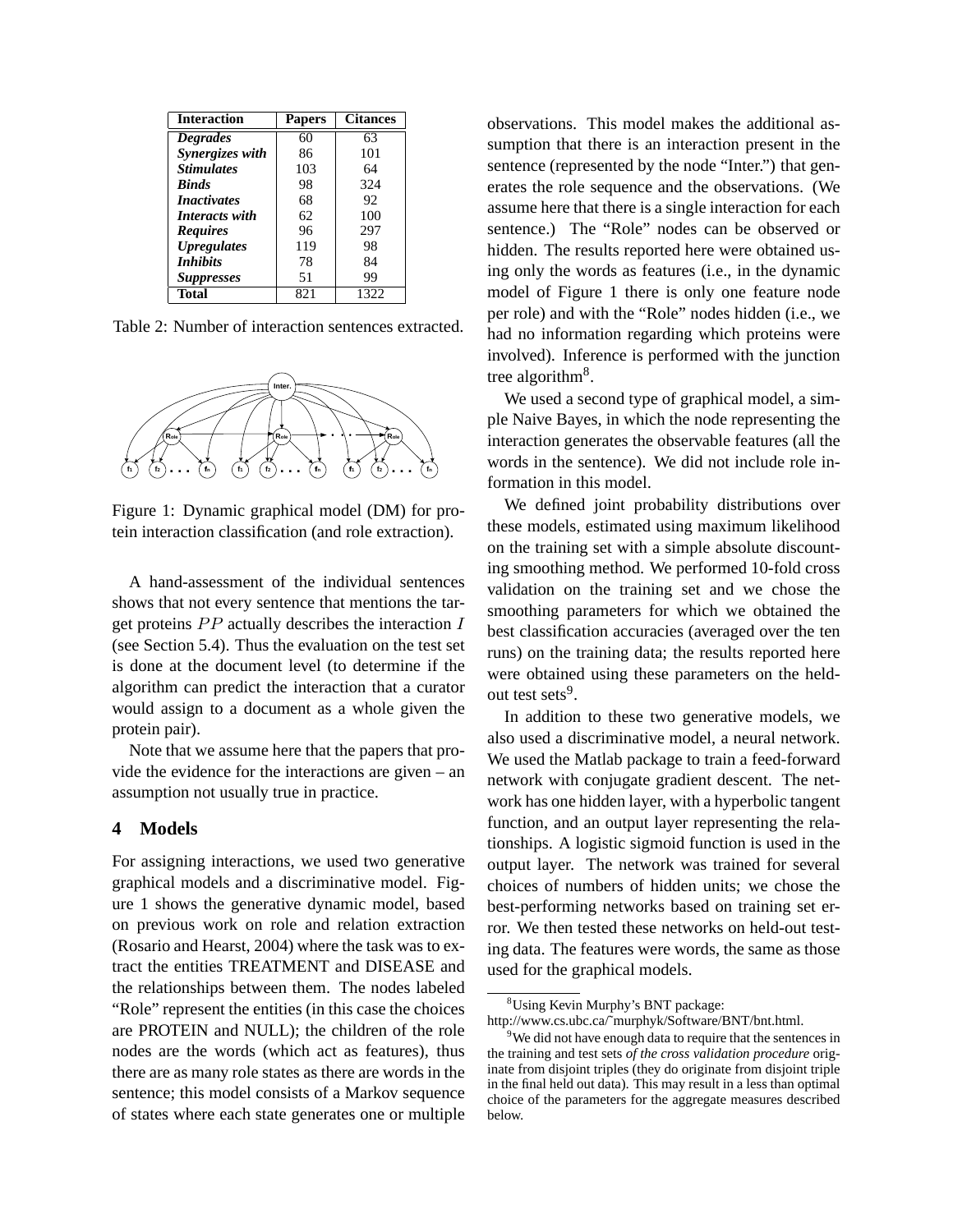| Interaction | Papers | Citances |
|---|---|---|
| ***Degrades*** | 60 | 63 |
| ***Synergizes with*** | 86 | 101 |
| ***Stimulates*** | 103 | 64 |
| ***Binds*** | 98 | 324 |
| ***Inactivates*** | 68 | 92 |
| ***Interacts with*** | 62 | 100 |
| ***Requires*** | 96 | 297 |
| ***Upregulates*** | 119 | 98 |
| ***Inhibits*** | 78 | 84 |
| ***Suppresses*** | 51 | 99 |
| **Total** | 821 | 1322 |

Table 2: Number of interaction sentences extracted.

Figure 1: Dynamic graphical model (DM) for protein interaction classification (and role extraction).

A hand-assessment of the individual sentences shows that not every sentence that mentions the target proteins $PP$ actually describes the interaction $I$ (see Section 5.4). Thus the evaluation on the test set is done at the document level (to determine if the algorithm can predict the interaction that a curator would assign to a document as a whole given the protein pair).

Note that we assume here that the papers that provide the evidence for the interactions are given – an assumption not usually true in practice.

## 4 Models

For assigning interactions, we used two generative graphical models and a discriminative model. Figure 1 shows the generative dynamic model, based on previous work on role and relation extraction (Rosario and Hearst, 2004) where the task was to extract the entities TREATMENT and DISEASE and the relationships between them. The nodes labeled "Role" represent the entities (in this case the choices are PROTEIN and NULL); the children of the role nodes are the words (which act as features), thus there are as many role states as there are words in the sentence; this model consists of a Markov sequence of states where each state generates one or multiple observations. This model makes the additional assumption that there is an interaction present in the sentence (represented by the node "Inter.") that generates the role sequence and the observations. (We assume here that there is a single interaction for each sentence.) The "Role" nodes can be observed or hidden. The results reported here were obtained using only the words as features (i.e., in the dynamic model of Figure 1 there is only one feature node per role) and with the "Role" nodes hidden (i.e., we had no information regarding which proteins were involved). Inference is performed with the junction tree algorithm[8].

We used a second type of graphical model, a simple Naive Bayes, in which the node representing the interaction generates the observable features (all the words in the sentence). We did not include role information in this model.

We defined joint probability distributions over these models, estimated using maximum likelihood on the training set with a simple absolute discounting smoothing method. We performed 10-fold cross validation on the training set and we chose the smoothing parameters for which we obtained the best classification accuracies (averaged over the ten runs) on the training data; the results reported here were obtained using these parameters on the held-out test sets[9].

In addition to these two generative models, we also used a discriminative model, a neural network. We used the Matlab package to train a feed-forward network with conjugate gradient descent. The network has one hidden layer, with a hyperbolic tangent function, and an output layer representing the relationships. A logistic sigmoid function is used in the output layer. The network was trained for several choices of numbers of hidden units; we chose the best-performing networks based on training set error. We then tested these networks on held-out testing data. The features were words, the same as those used for the graphical models.

[8] Using Kevin Murphy's BNT package: http://www.cs.ubc.ca/˜murphyk/Software/BNT/bnt.html.

[9] We did not have enough data to require that the sentences in the training and test sets *of the cross validation procedure* originate from disjoint triples (they do originate from disjoint triple in the final held out data). This may result in a less than optimal choice of the parameters for the aggregate measures described below.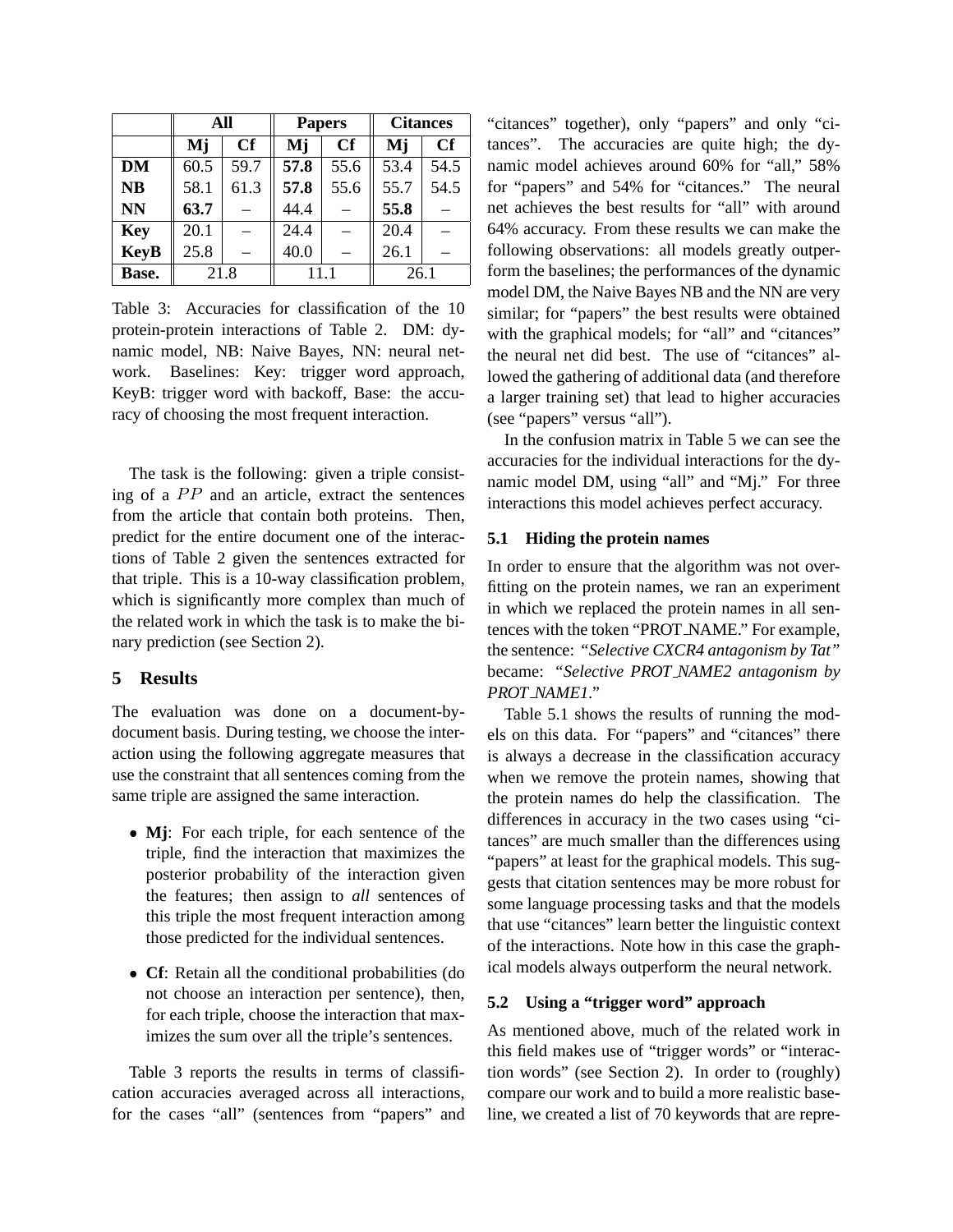|  | All |  | Papers |  | Citances |  |
|---|---|---|---|---|---|---|
|  | Mj | Cf | Mj | Cf | Mj | Cf |
| **DM** | 60.5 | 59.7 | **57.8** | 55.6 | 53.4 | 54.5 |
| **NB** | 58.1 | 61.3 | **57.8** | 55.6 | 55.7 | 54.5 |
| **NN** | **63.7** | – | 44.4 | – | **55.8** | – |
| **Key** | 20.1 | – | 24.4 | – | 20.4 | – |
| **KeyB** | 25.8 | – | 40.0 | – | 26.1 | – |
| **Base.** | 21.8 | | 11.1 | | 26.1 | |

Table 3: Accuracies for classification of the 10 protein-protein interactions of Table 2. DM: dynamic model, NB: Naive Bayes, NN: neural network. Baselines: Key: trigger word approach, KeyB: trigger word with backoff, Base: the accuracy of choosing the most frequent interaction.

The task is the following: given a triple consisting of a $PP$ and an article, extract the sentences from the article that contain both proteins. Then, predict for the entire document one of the interactions of Table 2 given the sentences extracted for that triple. This is a 10-way classification problem, which is significantly more complex than much of the related work in which the task is to make the binary prediction (see Section 2).

## 5 Results

The evaluation was done on a document-by-document basis. During testing, we choose the interaction using the following aggregate measures that use the constraint that all sentences coming from the same triple are assigned the same interaction.

- **Mj**: For each triple, for each sentence of the triple, find the interaction that maximizes the posterior probability of the interaction given the features; then assign to *all* sentences of this triple the most frequent interaction among those predicted for the individual sentences.
- **Cf**: Retain all the conditional probabilities (do not choose an interaction per sentence), then, for each triple, choose the interaction that maximizes the sum over all the triple's sentences.

Table 3 reports the results in terms of classification accuracies averaged across all interactions, for the cases "all" (sentences from "papers" and "citances" together), only "papers" and only "citances". The accuracies are quite high; the dynamic model achieves around 60% for "all," 58% for "papers" and 54% for "citances." The neural net achieves the best results for "all" with around 64% accuracy. From these results we can make the following observations: all models greatly outperform the baselines; the performances of the dynamic model DM, the Naive Bayes NB and the NN are very similar; for "papers" the best results were obtained with the graphical models; for "all" and "citances" the neural net did best. The use of "citances" allowed the gathering of additional data (and therefore a larger training set) that lead to higher accuracies (see "papers" versus "all").

In the confusion matrix in Table 5 we can see the accuracies for the individual interactions for the dynamic model DM, using "all" and "Mj." For three interactions this model achieves perfect accuracy.

### 5.1 Hiding the protein names

In order to ensure that the algorithm was not overfitting on the protein names, we ran an experiment in which we replaced the protein names in all sentences with the token "PROT_NAME." For example, the sentence: *"Selective CXCR4 antagonism by Tat"* became: *"Selective PROT_NAME2 antagonism by PROT_NAME1."*

Table 5.1 shows the results of running the models on this data. For "papers" and "citances" there is always a decrease in the classification accuracy when we remove the protein names, showing that the protein names do help the classification. The differences in accuracy in the two cases using "citances" are much smaller than the differences using "papers" at least for the graphical models. This suggests that citation sentences may be more robust for some language processing tasks and that the models that use "citances" learn better the linguistic context of the interactions. Note how in this case the graphical models always outperform the neural network.

### 5.2 Using a "trigger word" approach

As mentioned above, much of the related work in this field makes use of "trigger words" or "interaction words" (see Section 2). In order to (roughly) compare our work and to build a more realistic baseline, we created a list of 70 keywords that are repre-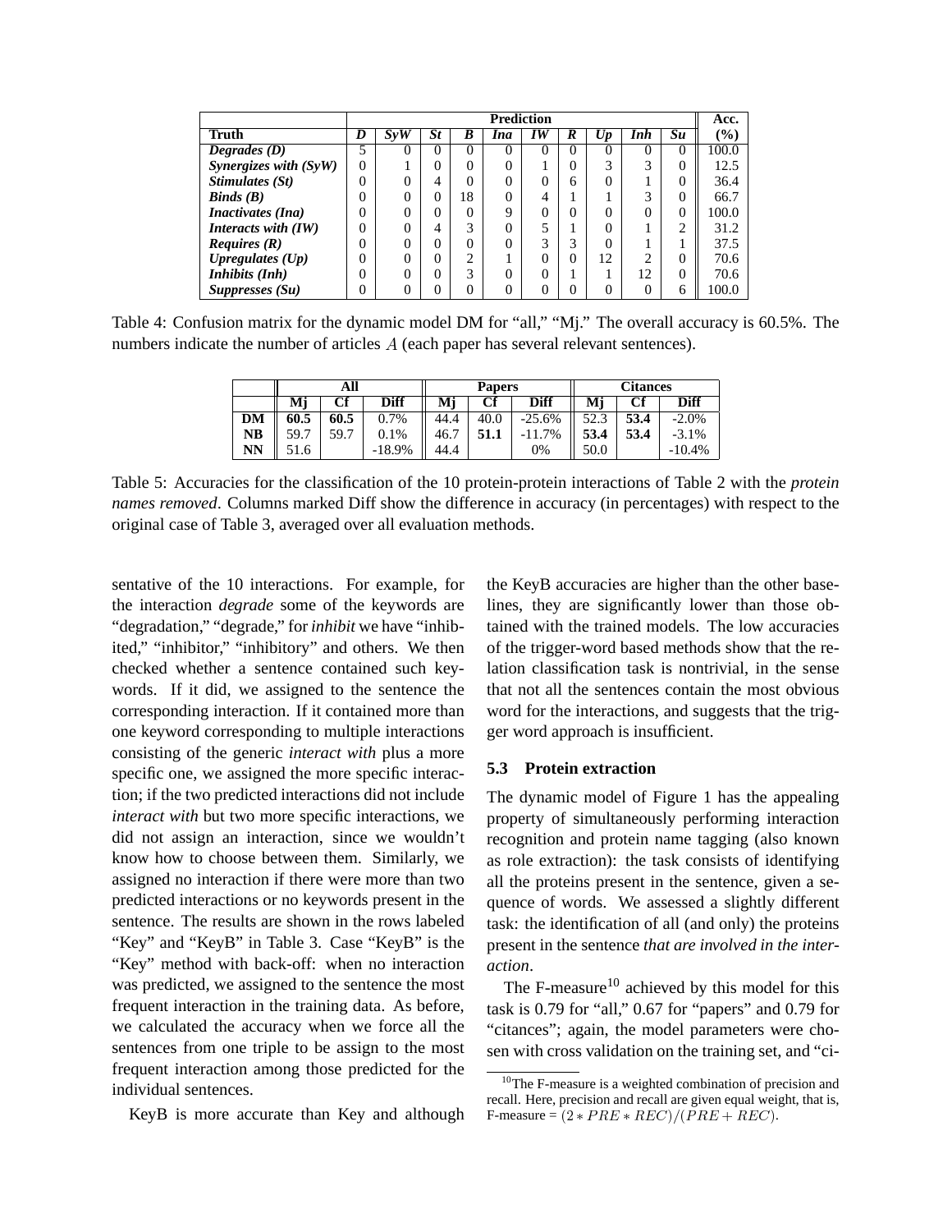| Truth | Prediction | | | | | | | | | | Acc. |
|---|---|---|---|---|---|---|---|---|---|---|---|
| | ***D*** | ***SyW*** | ***St*** | ***B*** | ***Ina*** | ***IW*** | ***R*** | ***Up*** | ***Inh*** | ***Su*** | **(%)** |
| ***Degrades (D)*** | 5 | 0 | 0 | 0 | 0 | 0 | 0 | 0 | 0 | 0 | 100.0 |
| ***Synergizes with (SyW)*** | 0 | 1 | 0 | 0 | 0 | 1 | 0 | 3 | 3 | 0 | 12.5 |
| ***Stimulates (St)*** | 0 | 0 | 4 | 0 | 0 | 0 | 6 | 0 | 1 | 0 | 36.4 |
| ***Binds (B)*** | 0 | 0 | 0 | 18 | 0 | 4 | 1 | 1 | 3 | 0 | 66.7 |
| ***Inactivates (Ina)*** | 0 | 0 | 0 | 0 | 9 | 0 | 0 | 0 | 0 | 0 | 100.0 |
| ***Interacts with (IW)*** | 0 | 0 | 4 | 3 | 0 | 5 | 1 | 0 | 1 | 2 | 31.2 |
| ***Requires (R)*** | 0 | 0 | 0 | 0 | 0 | 3 | 3 | 0 | 1 | 1 | 37.5 |
| ***Upregulates (Up)*** | 0 | 0 | 0 | 2 | 1 | 0 | 0 | 12 | 2 | 0 | 70.6 |
| ***Inhibits (Inh)*** | 0 | 0 | 0 | 3 | 0 | 0 | 1 | 1 | 12 | 0 | 70.6 |
| ***Suppresses (Su)*** | 0 | 0 | 0 | 0 | 0 | 0 | 0 | 0 | 0 | 6 | 100.0 |

Table 4: Confusion matrix for the dynamic model DM for "all," "Mj." The overall accuracy is 60.5%. The numbers indicate the number of articles $A$ (each paper has several relevant sentences).

| | All | | | Papers | | | Citances | | |
|---|---|---|---|---|---|---|---|---|---|
| | **Mj** | **Cf** | **Diff** | **Mj** | **Cf** | **Diff** | **Mj** | **Cf** | **Diff** |
| **DM** | **60.5** | **60.5** | 0.7% | 44.4 | 40.0 | -25.6% | 52.3 | **53.4** | -2.0% |
| **NB** | 59.7 | 59.7 | 0.1% | 46.7 | **51.1** | -11.7% | **53.4** | **53.4** | -3.1% |
| **NN** | 51.6 | | -18.9% | 44.4 | | 0% | 50.0 | | -10.4% |

Table 5: Accuracies for the classification of the 10 protein-protein interactions of Table 2 with the *protein names removed*. Columns marked Diff show the difference in accuracy (in percentages) with respect to the original case of Table 3, averaged over all evaluation methods.

sentative of the 10 interactions. For example, for the interaction *degrade* some of the keywords are "degradation," "degrade," for *inhibit* we have "inhibited," "inhibitor," "inhibitory" and others. We then checked whether a sentence contained such keywords. If it did, we assigned to the sentence the corresponding interaction. If it contained more than one keyword corresponding to multiple interactions consisting of the generic *interact with* plus a more specific one, we assigned the more specific interaction; if the two predicted interactions did not include *interact with* but two more specific interactions, we did not assign an interaction, since we wouldn't know how to choose between them. Similarly, we assigned no interaction if there were more than two predicted interactions or no keywords present in the sentence. The results are shown in the rows labeled "Key" and "KeyB" in Table 3. Case "KeyB" is the "Key" method with back-off: when no interaction was predicted, we assigned to the sentence the most frequent interaction in the training data. As before, we calculated the accuracy when we force all the sentences from one triple to be assign to the most frequent interaction among those predicted for the individual sentences.

KeyB is more accurate than Key and although the KeyB accuracies are higher than the other baselines, they are significantly lower than those obtained with the trained models. The low accuracies of the trigger-word based methods show that the relation classification task is nontrivial, in the sense that not all the sentences contain the most obvious word for the interactions, and suggests that the trigger word approach is insufficient.

### 5.3 Protein extraction

The dynamic model of Figure 1 has the appealing property of simultaneously performing interaction recognition and protein name tagging (also known as role extraction): the task consists of identifying all the proteins present in the sentence, given a sequence of words. We assessed a slightly different task: the identification of all (and only) the proteins present in the sentence *that are involved in the interaction*.

The F-measure[10] achieved by this model for this task is 0.79 for "all," 0.67 for "papers" and 0.79 for "citances"; again, the model parameters were chosen with cross validation on the training set, and "ci-

[10] The F-measure is a weighted combination of precision and recall. Here, precision and recall are given equal weight, that is, F-measure = $(2 * PRE * REC)/(PRE + REC)$.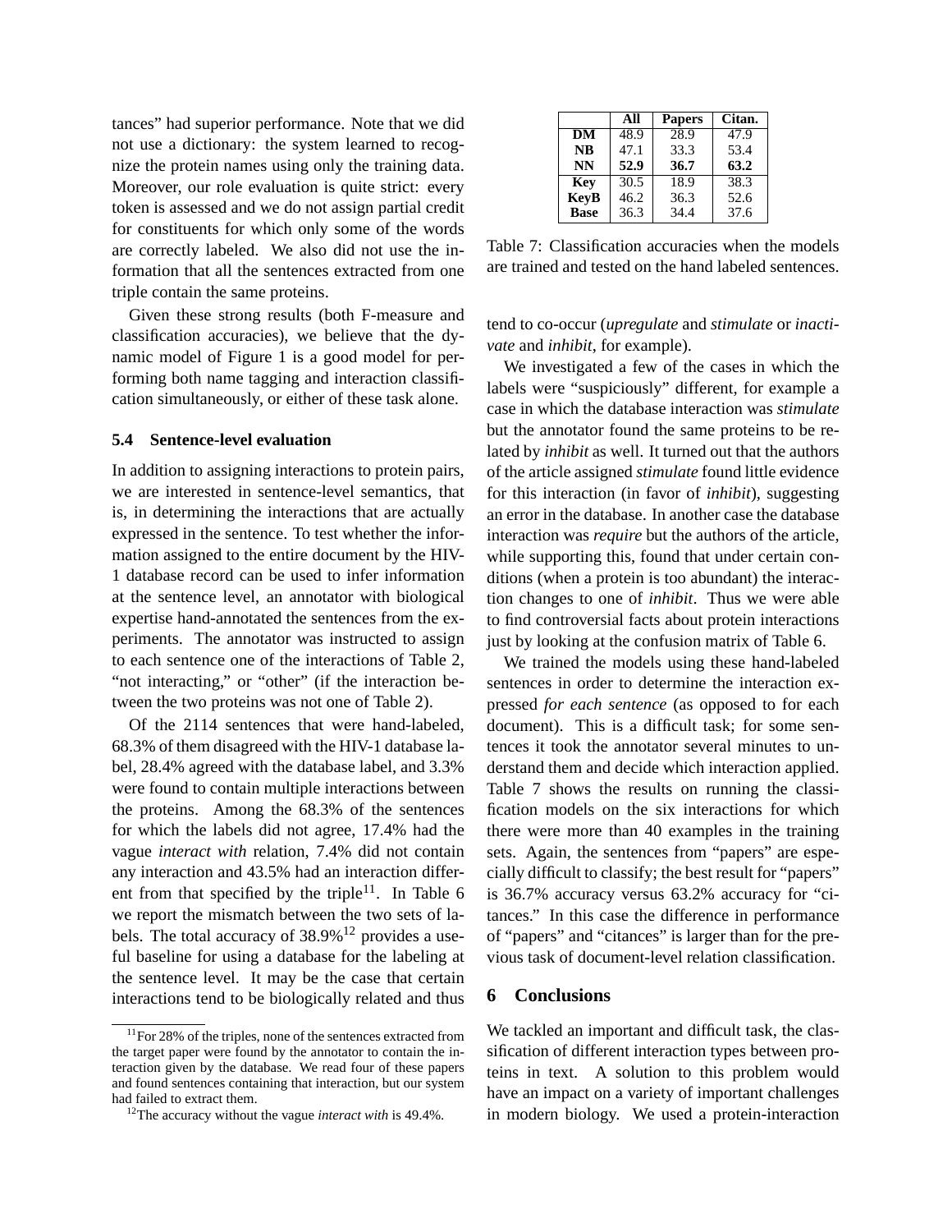tances" had superior performance. Note that we did not use a dictionary: the system learned to recognize the protein names using only the training data. Moreover, our role evaluation is quite strict: every token is assessed and we do not assign partial credit for constituents for which only some of the words are correctly labeled. We also did not use the information that all the sentences extracted from one triple contain the same proteins.

Given these strong results (both F-measure and classification accuracies), we believe that the dynamic model of Figure 1 is a good model for performing both name tagging and interaction classification simultaneously, or either of these task alone.

### 5.4 Sentence-level evaluation

In addition to assigning interactions to protein pairs, we are interested in sentence-level semantics, that is, in determining the interactions that are actually expressed in the sentence. To test whether the information assigned to the entire document by the HIV-1 database record can be used to infer information at the sentence level, an annotator with biological expertise hand-annotated the sentences from the experiments. The annotator was instructed to assign to each sentence one of the interactions of Table 2, "not interacting," or "other" (if the interaction between the two proteins was not one of Table 2).

Of the 2114 sentences that were hand-labeled, 68.3% of them disagreed with the HIV-1 database label, 28.4% agreed with the database label, and 3.3% were found to contain multiple interactions between the proteins. Among the 68.3% of the sentences for which the labels did not agree, 17.4% had the vague *interact with* relation, 7.4% did not contain any interaction and 43.5% had an interaction different from that specified by the triple[11]. In Table 6 we report the mismatch between the two sets of labels. The total accuracy of 38.9%[12] provides a useful baseline for using a database for the labeling at the sentence level. It may be the case that certain interactions tend to be biologically related and thus tend to co-occur (*upregulate* and *stimulate* or *inactivate* and *inhibit*, for example).

|  | All | Papers | Citan. |
|---|---|---|---|
| **DM** | 48.9 | 28.9 | 47.9 |
| **NB** | 47.1 | 33.3 | 53.4 |
| **NN** | **52.9** | **36.7** | **63.2** |
| **Key** | 30.5 | 18.9 | 38.3 |
| **KeyB** | 46.2 | 36.3 | 52.6 |
| **Base** | 36.3 | 34.4 | 37.6 |

Table 7: Classification accuracies when the models are trained and tested on the hand labeled sentences.

We investigated a few of the cases in which the labels were "suspiciously" different, for example a case in which the database interaction was *stimulate* but the annotator found the same proteins to be related by *inhibit* as well. It turned out that the authors of the article assigned *stimulate* found little evidence for this interaction (in favor of *inhibit*), suggesting an error in the database. In another case the database interaction was *require* but the authors of the article, while supporting this, found that under certain conditions (when a protein is too abundant) the interaction changes to one of *inhibit*. Thus we were able to find controversial facts about protein interactions just by looking at the confusion matrix of Table 6.

We trained the models using these hand-labeled sentences in order to determine the interaction expressed *for each sentence* (as opposed to for each document). This is a difficult task; for some sentences it took the annotator several minutes to understand them and decide which interaction applied. Table 7 shows the results on running the classification models on the six interactions for which there were more than 40 examples in the training sets. Again, the sentences from "papers" are especially difficult to classify; the best result for "papers" is 36.7% accuracy versus 63.2% accuracy for "citances." In this case the difference in performance of "papers" and "citances" is larger than for the previous task of document-level relation classification.

## 6 Conclusions

We tackled an important and difficult task, the classification of different interaction types between proteins in text. A solution to this problem would have an impact on a variety of important challenges in modern biology. We used a protein-interaction

[11] For 28% of the triples, none of the sentences extracted from the target paper were found by the annotator to contain the interaction given by the database. We read four of these papers and found sentences containing that interaction, but our system had failed to extract them.

[12] The accuracy without the vague *interact with* is 49.4%.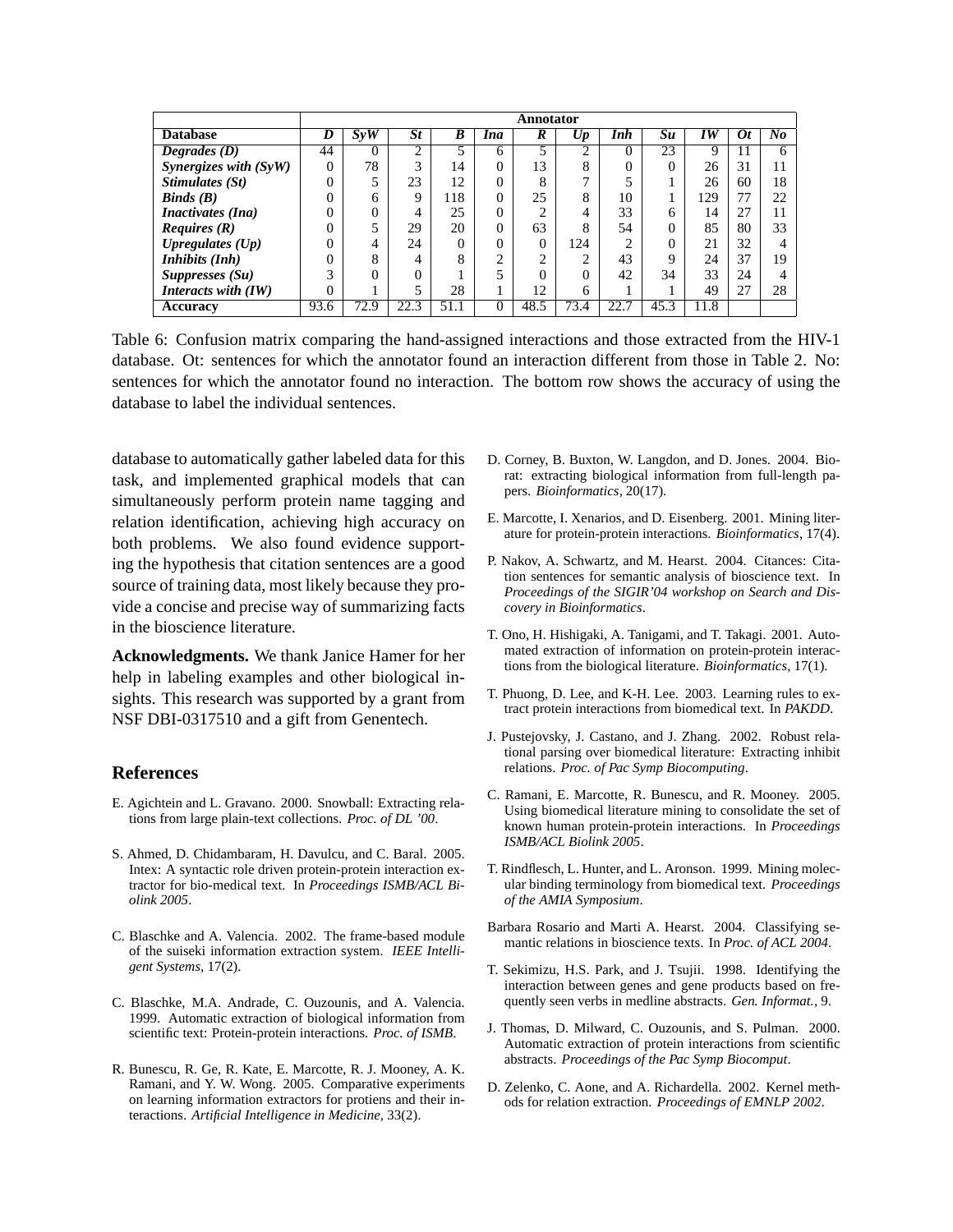| | Annotator | | | | | | | | | | | |
|---|---|---|---|---|---|---|---|---|---|---|---|---|
| **Database** | ***D*** | ***SyW*** | ***St*** | ***B*** | ***Ina*** | ***R*** | ***Up*** | ***Inh*** | ***Su*** | ***IW*** | ***Ot*** | ***No*** |
| ***Degrades (D)*** | 44 | 0 | 2 | 5 | 6 | 5 | 2 | 0 | 23 | 9 | 11 | 6 |
| ***Synergizes with (SyW)*** | 0 | 78 | 3 | 14 | 0 | 13 | 8 | 0 | 0 | 26 | 31 | 11 |
| ***Stimulates (St)*** | 0 | 5 | 23 | 12 | 0 | 8 | 7 | 5 | 1 | 26 | 60 | 18 |
| ***Binds (B)*** | 0 | 6 | 9 | 118 | 0 | 25 | 8 | 10 | 1 | 129 | 77 | 22 |
| ***Inactivates (Ina)*** | 0 | 0 | 4 | 25 | 0 | 2 | 4 | 33 | 6 | 14 | 27 | 11 |
| ***Requires (R)*** | 0 | 5 | 29 | 20 | 0 | 63 | 8 | 54 | 0 | 85 | 80 | 33 |
| ***Upregulates (Up)*** | 0 | 4 | 24 | 0 | 0 | 0 | 124 | 2 | 0 | 21 | 32 | 4 |
| ***Inhibits (Inh)*** | 0 | 8 | 4 | 8 | 2 | 2 | 2 | 43 | 9 | 24 | 37 | 19 |
| ***Suppresses (Su)*** | 3 | 0 | 0 | 1 | 5 | 0 | 0 | 42 | 34 | 33 | 24 | 4 |
| ***Interacts with (IW)*** | 0 | 1 | 5 | 28 | 1 | 12 | 6 | 1 | 1 | 49 | 27 | 28 |
| **Accuracy** | 93.6 | 72.9 | 22.3 | 51.1 | 0 | 48.5 | 73.4 | 22.7 | 45.3 | 11.8 | | |

Table 6: Confusion matrix comparing the hand-assigned interactions and those extracted from the HIV-1 database. Ot: sentences for which the annotator found an interaction different from those in Table 2. No: sentences for which the annotator found no interaction. The bottom row shows the accuracy of using the database to label the individual sentences.

database to automatically gather labeled data for this task, and implemented graphical models that can simultaneously perform protein name tagging and relation identification, achieving high accuracy on both problems. We also found evidence supporting the hypothesis that citation sentences are a good source of training data, most likely because they provide a concise and precise way of summarizing facts in the bioscience literature.

**Acknowledgments.** We thank Janice Hamer for her help in labeling examples and other biological insights. This research was supported by a grant from NSF DBI-0317510 and a gift from Genentech.

## References

E. Agichtein and L. Gravano. 2000. Snowball: Extracting relations from large plain-text collections. *Proc. of DL '00*.

S. Ahmed, D. Chidambaram, H. Davulcu, and C. Baral. 2005. Intex: A syntactic role driven protein-protein interaction extractor for bio-medical text. In *Proceedings ISMB/ACL Biolink 2005*.

C. Blaschke and A. Valencia. 2002. The frame-based module of the suiseki information extraction system. *IEEE Intelligent Systems*, 17(2).

C. Blaschke, M.A. Andrade, C. Ouzounis, and A. Valencia. 1999. Automatic extraction of biological information from scientific text: Protein-protein interactions. *Proc. of ISMB*.

R. Bunescu, R. Ge, R. Kate, E. Marcotte, R. J. Mooney, A. K. Ramani, and Y. W. Wong. 2005. Comparative experiments on learning information extractors for protiens and their interactions. *Artificial Intelligence in Medicine*, 33(2).

D. Corney, B. Buxton, W. Langdon, and D. Jones. 2004. Biorat: extracting biological information from full-length papers. *Bioinformatics*, 20(17).

E. Marcotte, I. Xenarios, and D. Eisenberg. 2001. Mining literature for protein-protein interactions. *Bioinformatics*, 17(4).

P. Nakov, A. Schwartz, and M. Hearst. 2004. Citances: Citation sentences for semantic analysis of bioscience text. In *Proceedings of the SIGIR'04 workshop on Search and Discovery in Bioinformatics*.

T. Ono, H. Hishigaki, A. Tanigami, and T. Takagi. 2001. Automated extraction of information on protein-protein interactions from the biological literature. *Bioinformatics*, 17(1).

T. Phuong, D. Lee, and K-H. Lee. 2003. Learning rules to extract protein interactions from biomedical text. In *PAKDD*.

J. Pustejovsky, J. Castano, and J. Zhang. 2002. Robust relational parsing over biomedical literature: Extracting inhibit relations. *Proc. of Pac Symp Biocomputing*.

C. Ramani, E. Marcotte, R. Bunescu, and R. Mooney. 2005. Using biomedical literature mining to consolidate the set of known human protein-protein interactions. In *Proceedings ISMB/ACL Biolink 2005*.

T. Rindflesch, L. Hunter, and L. Aronson. 1999. Mining molecular binding terminology from biomedical text. *Proceedings of the AMIA Symposium*.

Barbara Rosario and Marti A. Hearst. 2004. Classifying semantic relations in bioscience texts. In *Proc. of ACL 2004*.

T. Sekimizu, H.S. Park, and J. Tsujii. 1998. Identifying the interaction between genes and gene products based on frequently seen verbs in medline abstracts. *Gen. Informat.*, 9.

J. Thomas, D. Milward, C. Ouzounis, and S. Pulman. 2000. Automatic extraction of protein interactions from scientific abstracts. *Proceedings of the Pac Symp Biocomput*.

D. Zelenko, C. Aone, and A. Richardella. 2002. Kernel methods for relation extraction. *Proceedings of EMNLP 2002*.